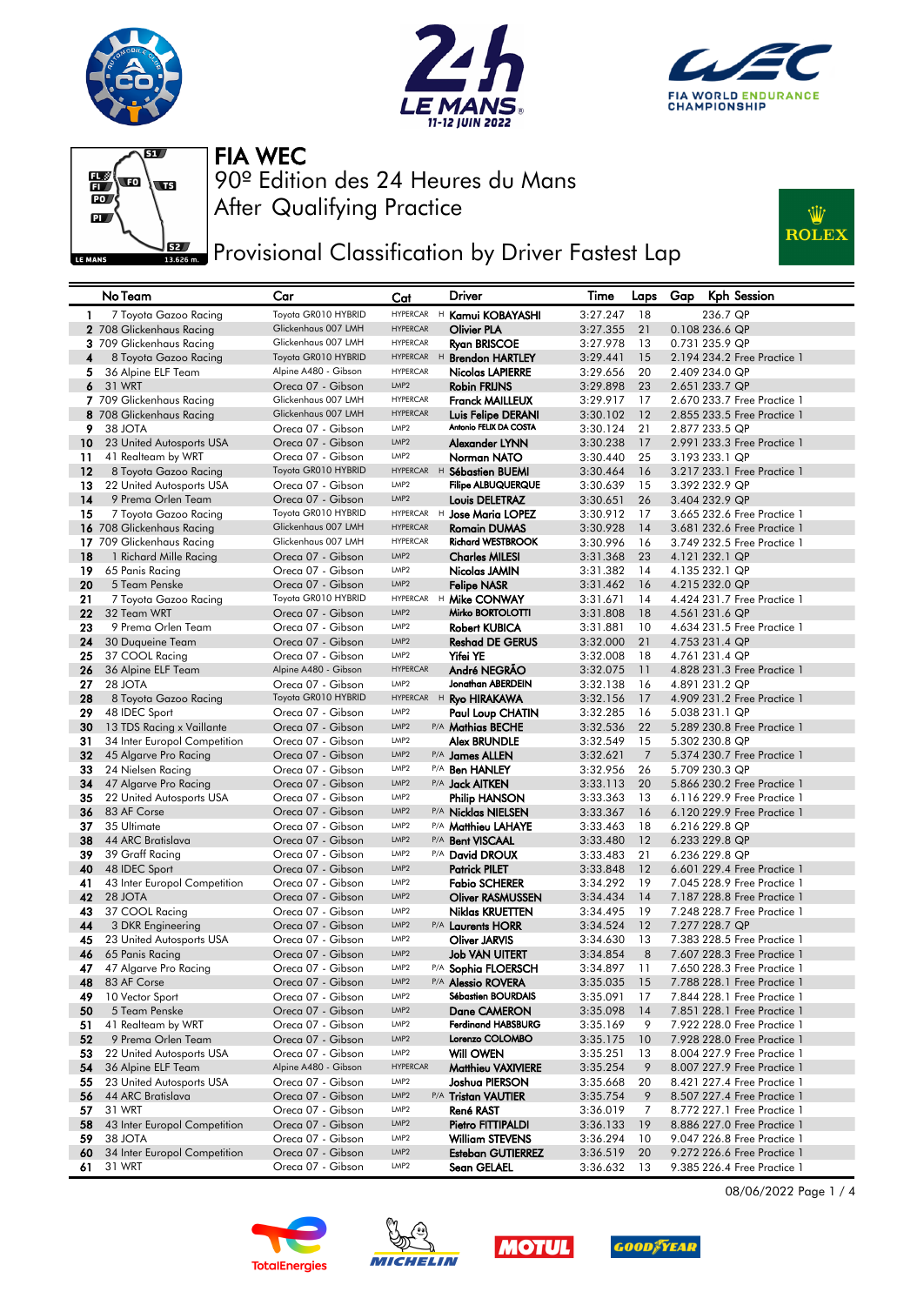# FIA WEC

## 90º Edition des 24 Heures du Mans

## After Qualifying Practice

## Provisional Classification by Driver Fastest Lap

| | No Team | Car | Cat | | Driver | Time | Laps | Gap | Kph | Session |
|---|---|---|---|---|---|---|---|---|---|---|
| 1 | 7 Toyota Gazoo Racing | Toyota GR010 HYBRID | HYPERCAR | H | Kamui KOBAYASHI | 3:27.247 | 18 | | 236.7 | QP |
| 2 | 708 Glickenhaus Racing | Glickenhaus 007 LMH | HYPERCAR | | Olivier PLA | 3:27.355 | 21 | 0.108 | 236.6 | QP |
| 3 | 709 Glickenhaus Racing | Glickenhaus 007 LMH | HYPERCAR | | Ryan BRISCOE | 3:27.978 | 13 | 0.731 | 235.9 | QP |
| 4 | 8 Toyota Gazoo Racing | Toyota GR010 HYBRID | HYPERCAR | H | Brendon HARTLEY | 3:29.441 | 15 | 2.194 | 234.2 | Free Practice 1 |
| 5 | 36 Alpine ELF Team | Alpine A480 - Gibson | HYPERCAR | | Nicolas LAPIERRE | 3:29.656 | 20 | 2.409 | 234.0 | QP |
| 6 | 31 WRT | Oreca 07 - Gibson | LMP2 | | Robin FRIJNS | 3:29.898 | 23 | 2.651 | 233.7 | QP |
| 7 | 709 Glickenhaus Racing | Glickenhaus 007 LMH | HYPERCAR | | Franck MAILLEUX | 3:29.917 | 17 | 2.670 | 233.7 | Free Practice 1 |
| 8 | 708 Glickenhaus Racing | Glickenhaus 007 LMH | HYPERCAR | | Luis Felipe DERANI | 3:30.102 | 12 | 2.855 | 233.5 | Free Practice 1 |
| 9 | 38 JOTA | Oreca 07 - Gibson | LMP2 | | Antonio FELIX DA COSTA | 3:30.124 | 21 | 2.877 | 233.5 | QP |
| 10 | 23 United Autosports USA | Oreca 07 - Gibson | LMP2 | | Alexander LYNN | 3:30.238 | 17 | 2.991 | 233.3 | Free Practice 1 |
| 11 | 41 Realteam by WRT | Oreca 07 - Gibson | LMP2 | | Norman NATO | 3:30.440 | 25 | 3.193 | 233.1 | QP |
| 12 | 8 Toyota Gazoo Racing | Toyota GR010 HYBRID | HYPERCAR | H | Sébastien BUEMI | 3:30.464 | 16 | 3.217 | 233.1 | Free Practice 1 |
| 13 | 22 United Autosports USA | Oreca 07 - Gibson | LMP2 | | Filipe ALBUQUERQUE | 3:30.639 | 15 | 3.392 | 232.9 | QP |
| 14 | 9 Prema Orlen Team | Oreca 07 - Gibson | LMP2 | | Louis DELETRAZ | 3:30.651 | 26 | 3.404 | 232.9 | QP |
| 15 | 7 Toyota Gazoo Racing | Toyota GR010 HYBRID | HYPERCAR | H | Jose Maria LOPEZ | 3:30.912 | 17 | 3.665 | 232.6 | Free Practice 1 |
| 16 | 708 Glickenhaus Racing | Glickenhaus 007 LMH | HYPERCAR | | Romain DUMAS | 3:30.928 | 14 | 3.681 | 232.6 | Free Practice 1 |
| 17 | 709 Glickenhaus Racing | Glickenhaus 007 LMH | HYPERCAR | | Richard WESTBROOK | 3:30.996 | 16 | 3.749 | 232.5 | Free Practice 1 |
| 18 | 1 Richard Mille Racing | Oreca 07 - Gibson | LMP2 | | Charles MILESI | 3:31.368 | 23 | 4.121 | 232.1 | QP |
| 19 | 65 Panis Racing | Oreca 07 - Gibson | LMP2 | | Nicolas JAMIN | 3:31.382 | 14 | 4.135 | 232.1 | QP |
| 20 | 5 Team Penske | Oreca 07 - Gibson | LMP2 | | Felipe NASR | 3:31.462 | 16 | 4.215 | 232.0 | QP |
| 21 | 7 Toyota Gazoo Racing | Toyota GR010 HYBRID | HYPERCAR | H | Mike CONWAY | 3:31.671 | 14 | 4.424 | 231.7 | Free Practice 1 |
| 22 | 32 Team WRT | Oreca 07 - Gibson | LMP2 | | Mirko BORTOLOTTI | 3:31.808 | 18 | 4.561 | 231.6 | QP |
| 23 | 9 Prema Orlen Team | Oreca 07 - Gibson | LMP2 | | Robert KUBICA | 3:31.881 | 10 | 4.634 | 231.5 | Free Practice 1 |
| 24 | 30 Duqueine Team | Oreca 07 - Gibson | LMP2 | | Reshad DE GERUS | 3:32.000 | 21 | 4.753 | 231.4 | QP |
| 25 | 37 COOL Racing | Oreca 07 - Gibson | LMP2 | | Yifei YE | 3:32.008 | 18 | 4.761 | 231.4 | QP |
| 26 | 36 Alpine ELF Team | Alpine A480 - Gibson | HYPERCAR | | André NEGRÃO | 3:32.075 | 11 | 4.828 | 231.3 | Free Practice 1 |
| 27 | 28 JOTA | Oreca 07 - Gibson | LMP2 | | Jonathan ABERDEIN | 3:32.138 | 16 | 4.891 | 231.2 | QP |
| 28 | 8 Toyota Gazoo Racing | Toyota GR010 HYBRID | HYPERCAR | H | Ryo HIRAKAWA | 3:32.156 | 17 | 4.909 | 231.2 | Free Practice 1 |
| 29 | 48 IDEC Sport | Oreca 07 - Gibson | LMP2 | | Paul Loup CHATIN | 3:32.285 | 16 | 5.038 | 231.1 | QP |
| 30 | 13 TDS Racing x Vaillante | Oreca 07 - Gibson | LMP2 | P/A | Mathias BECHE | 3:32.536 | 22 | 5.289 | 230.8 | Free Practice 1 |
| 31 | 34 Inter Europol Competition | Oreca 07 - Gibson | LMP2 | | Alex BRUNDLE | 3:32.549 | 15 | 5.302 | 230.8 | QP |
| 32 | 45 Algarve Pro Racing | Oreca 07 - Gibson | LMP2 | P/A | James ALLEN | 3:32.621 | 7 | 5.374 | 230.7 | Free Practice 1 |
| 33 | 24 Nielsen Racing | Oreca 07 - Gibson | LMP2 | P/A | Ben HANLEY | 3:32.956 | 26 | 5.709 | 230.3 | QP |
| 34 | 47 Algarve Pro Racing | Oreca 07 - Gibson | LMP2 | P/A | Jack AITKEN | 3:33.113 | 20 | 5.866 | 230.2 | Free Practice 1 |
| 35 | 22 United Autosports USA | Oreca 07 - Gibson | LMP2 | | Philip HANSON | 3:33.363 | 13 | 6.116 | 229.9 | Free Practice 1 |
| 36 | 83 AF Corse | Oreca 07 - Gibson | LMP2 | P/A | Nicklas NIELSEN | 3:33.367 | 16 | 6.120 | 229.9 | Free Practice 1 |
| 37 | 35 Ultimate | Oreca 07 - Gibson | LMP2 | P/A | Matthieu LAHAYE | 3:33.463 | 18 | 6.216 | 229.8 | QP |
| 38 | 44 ARC Bratislava | Oreca 07 - Gibson | LMP2 | P/A | Bent VISCAAL | 3:33.480 | 12 | 6.233 | 229.8 | QP |
| 39 | 39 Graff Racing | Oreca 07 - Gibson | LMP2 | P/A | David DROUX | 3:33.483 | 21 | 6.236 | 229.8 | QP |
| 40 | 48 IDEC Sport | Oreca 07 - Gibson | LMP2 | | Patrick PILET | 3:33.848 | 12 | 6.601 | 229.4 | Free Practice 1 |
| 41 | 43 Inter Europol Competition | Oreca 07 - Gibson | LMP2 | | Fabio SCHERER | 3:34.292 | 19 | 7.045 | 228.9 | Free Practice 1 |
| 42 | 28 JOTA | Oreca 07 - Gibson | LMP2 | | Oliver RASMUSSEN | 3:34.434 | 14 | 7.187 | 228.8 | Free Practice 1 |
| 43 | 37 COOL Racing | Oreca 07 - Gibson | LMP2 | | Niklas KRUETTEN | 3:34.495 | 19 | 7.248 | 228.7 | Free Practice 1 |
| 44 | 3 DKR Engineering | Oreca 07 - Gibson | LMP2 | P/A | Laurents HORR | 3:34.524 | 12 | 7.277 | 228.7 | QP |
| 45 | 23 United Autosports USA | Oreca 07 - Gibson | LMP2 | | Oliver JARVIS | 3:34.630 | 13 | 7.383 | 228.5 | Free Practice 1 |
| 46 | 65 Panis Racing | Oreca 07 - Gibson | LMP2 | | Job VAN UITERT | 3:34.854 | 8 | 7.607 | 228.3 | Free Practice 1 |
| 47 | 47 Algarve Pro Racing | Oreca 07 - Gibson | LMP2 | P/A | Sophia FLOERSCH | 3:34.897 | 11 | 7.650 | 228.3 | Free Practice 1 |
| 48 | 83 AF Corse | Oreca 07 - Gibson | LMP2 | P/A | Alessio ROVERA | 3:35.035 | 15 | 7.788 | 228.1 | Free Practice 1 |
| 49 | 10 Vector Sport | Oreca 07 - Gibson | LMP2 | | Sébastien BOURDAIS | 3:35.091 | 17 | 7.844 | 228.1 | Free Practice 1 |
| 50 | 5 Team Penske | Oreca 07 - Gibson | LMP2 | | Dane CAMERON | 3:35.098 | 14 | 7.851 | 228.1 | Free Practice 1 |
| 51 | 41 Realteam by WRT | Oreca 07 - Gibson | LMP2 | | Ferdinand HABSBURG | 3:35.169 | 9 | 7.922 | 228.0 | Free Practice 1 |
| 52 | 9 Prema Orlen Team | Oreca 07 - Gibson | LMP2 | | Lorenzo COLOMBO | 3:35.175 | 10 | 7.928 | 228.0 | Free Practice 1 |
| 53 | 22 United Autosports USA | Oreca 07 - Gibson | LMP2 | | Will OWEN | 3:35.251 | 13 | 8.004 | 227.9 | Free Practice 1 |
| 54 | 36 Alpine ELF Team | Alpine A480 - Gibson | HYPERCAR | | Matthieu VAXIVIERE | 3:35.254 | 9 | 8.007 | 227.9 | Free Practice 1 |
| 55 | 23 United Autosports USA | Oreca 07 - Gibson | LMP2 | | Joshua PIERSON | 3:35.668 | 20 | 8.421 | 227.4 | Free Practice 1 |
| 56 | 44 ARC Bratislava | Oreca 07 - Gibson | LMP2 | P/A | Tristan VAUTIER | 3:35.754 | 9 | 8.507 | 227.4 | Free Practice 1 |
| 57 | 31 WRT | Oreca 07 - Gibson | LMP2 | | René RAST | 3:36.019 | 7 | 8.772 | 227.1 | Free Practice 1 |
| 58 | 43 Inter Europol Competition | Oreca 07 - Gibson | LMP2 | | Pietro FITTIPALDI | 3:36.133 | 19 | 8.886 | 227.0 | Free Practice 1 |
| 59 | 38 JOTA | Oreca 07 - Gibson | LMP2 | | William STEVENS | 3:36.294 | 10 | 9.047 | 226.8 | Free Practice 1 |
| 60 | 34 Inter Europol Competition | Oreca 07 - Gibson | LMP2 | | Esteban GUTIERREZ | 3:36.519 | 20 | 9.272 | 226.6 | Free Practice 1 |
| 61 | 31 WRT | Oreca 07 - Gibson | LMP2 | | Sean GELAEL | 3:36.632 | 13 | 9.385 | 226.4 | Free Practice 1 |

08/06/2022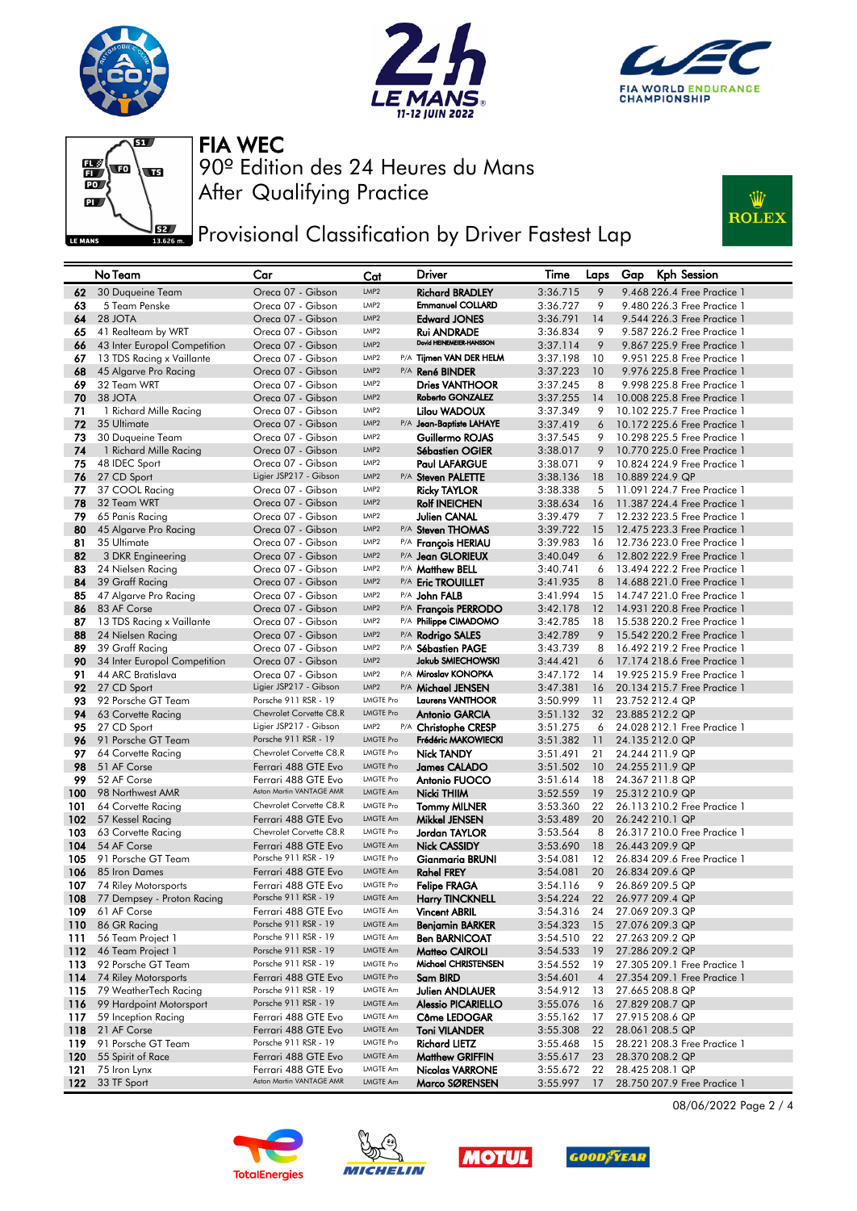# FIA WEC

90º Edition des 24 Heures du Mans

After Qualifying Practice

## Provisional Classification by Driver Fastest Lap

| | No Team | Car | Cat | | Driver | Time | Laps | Gap | Kph | Session |
|---|---|---|---|---|---|---|---|---|---|---|
| 62 | 30 Duqueine Team | Oreca 07 - Gibson | LMP2 | | Richard BRADLEY | 3:36.715 | 9 | 9.468 | 226.4 | Free Practice 1 |
| 63 | 5 Team Penske | Oreca 07 - Gibson | LMP2 | | Emmanuel COLLARD | 3:36.727 | 9 | 9.480 | 226.3 | Free Practice 1 |
| 64 | 28 JOTA | Oreca 07 - Gibson | LMP2 | | Edward JONES | 3:36.791 | 14 | 9.544 | 226.3 | Free Practice 1 |
| 65 | 41 Realteam by WRT | Oreca 07 - Gibson | LMP2 | | Rui ANDRADE | 3:36.834 | 9 | 9.587 | 226.2 | Free Practice 1 |
| 66 | 43 Inter Europol Competition | Oreca 07 - Gibson | LMP2 | | David HEINEMEIER-HANSSON | 3:37.114 | 9 | 9.867 | 225.9 | Free Practice 1 |
| 67 | 13 TDS Racing x Vaillante | Oreca 07 - Gibson | LMP2 | P/A | Tijmen VAN DER HELM | 3:37.198 | 10 | 9.951 | 225.8 | Free Practice 1 |
| 68 | 45 Algarve Pro Racing | Oreca 07 - Gibson | LMP2 | P/A | René BINDER | 3:37.223 | 10 | 9.976 | 225.8 | Free Practice 1 |
| 69 | 32 Team WRT | Oreca 07 - Gibson | LMP2 | | Dries VANTHOOR | 3:37.245 | 8 | 9.998 | 225.8 | Free Practice 1 |
| 70 | 38 JOTA | Oreca 07 - Gibson | LMP2 | | Roberto GONZALEZ | 3:37.255 | 14 | 10.008 | 225.8 | Free Practice 1 |
| 71 | 1 Richard Mille Racing | Oreca 07 - Gibson | LMP2 | | Lilou WADOUX | 3:37.349 | 9 | 10.102 | 225.7 | Free Practice 1 |
| 72 | 35 Ultimate | Oreca 07 - Gibson | LMP2 | P/A | Jean-Baptiste LAHAYE | 3:37.419 | 6 | 10.172 | 225.6 | Free Practice 1 |
| 73 | 30 Duqueine Team | Oreca 07 - Gibson | LMP2 | | Guillermo ROJAS | 3:37.545 | 9 | 10.298 | 225.5 | Free Practice 1 |
| 74 | 1 Richard Mille Racing | Oreca 07 - Gibson | LMP2 | | Sébastien OGIER | 3:38.017 | 9 | 10.770 | 225.0 | Free Practice 1 |
| 75 | 48 IDEC Sport | Oreca 07 - Gibson | LMP2 | | Paul LAFARGUE | 3:38.071 | 9 | 10.824 | 224.9 | Free Practice 1 |
| 76 | 27 CD Sport | Ligier JSP217 - Gibson | LMP2 | P/A | Steven PALETTE | 3:38.136 | 18 | 10.889 | 224.9 | QP |
| 77 | 37 COOL Racing | Oreca 07 - Gibson | LMP2 | | Ricky TAYLOR | 3:38.338 | 5 | 11.091 | 224.7 | Free Practice 1 |
| 78 | 32 Team WRT | Oreca 07 - Gibson | LMP2 | | Rolf INEICHEN | 3:38.634 | 16 | 11.387 | 224.4 | Free Practice 1 |
| 79 | 65 Panis Racing | Oreca 07 - Gibson | LMP2 | | Julien CANAL | 3:39.479 | 7 | 12.232 | 223.5 | Free Practice 1 |
| 80 | 45 Algarve Pro Racing | Oreca 07 - Gibson | LMP2 | P/A | Steven THOMAS | 3:39.722 | 15 | 12.475 | 223.3 | Free Practice 1 |
| 81 | 35 Ultimate | Oreca 07 - Gibson | LMP2 | P/A | François HERIAU | 3:39.983 | 16 | 12.736 | 223.0 | Free Practice 1 |
| 82 | 3 DKR Engineering | Oreca 07 - Gibson | LMP2 | P/A | Jean GLORIEUX | 3:40.049 | 6 | 12.802 | 222.9 | Free Practice 1 |
| 83 | 24 Nielsen Racing | Oreca 07 - Gibson | LMP2 | P/A | Matthew BELL | 3:40.741 | 6 | 13.494 | 222.2 | Free Practice 1 |
| 84 | 39 Graff Racing | Oreca 07 - Gibson | LMP2 | P/A | Eric TROUILLET | 3:41.935 | 8 | 14.688 | 221.0 | Free Practice 1 |
| 85 | 47 Algarve Pro Racing | Oreca 07 - Gibson | LMP2 | P/A | John FALB | 3:41.994 | 15 | 14.747 | 221.0 | Free Practice 1 |
| 86 | 83 AF Corse | Oreca 07 - Gibson | LMP2 | P/A | François PERRODO | 3:42.178 | 12 | 14.931 | 220.8 | Free Practice 1 |
| 87 | 13 TDS Racing x Vaillante | Oreca 07 - Gibson | LMP2 | P/A | Philippe CIMADOMO | 3:42.785 | 18 | 15.538 | 220.2 | Free Practice 1 |
| 88 | 24 Nielsen Racing | Oreca 07 - Gibson | LMP2 | P/A | Rodrigo SALES | 3:42.789 | 9 | 15.542 | 220.2 | Free Practice 1 |
| 89 | 39 Graff Racing | Oreca 07 - Gibson | LMP2 | P/A | Sébastien PAGE | 3:43.739 | 8 | 16.492 | 219.2 | Free Practice 1 |
| 90 | 34 Inter Europol Competition | Oreca 07 - Gibson | LMP2 | | Jakub SMIECHOWSKI | 3:44.421 | 6 | 17.174 | 218.6 | Free Practice 1 |
| 91 | 44 ARC Bratislava | Oreca 07 - Gibson | LMP2 | P/A | Miroslav KONOPKA | 3:47.172 | 14 | 19.925 | 215.9 | Free Practice 1 |
| 92 | 27 CD Sport | Ligier JSP217 - Gibson | LMP2 | P/A | Michael JENSEN | 3:47.381 | 16 | 20.134 | 215.7 | Free Practice 1 |
| 93 | 92 Porsche GT Team | Porsche 911 RSR - 19 | LMGTE Pro | | Laurens VANTHOOR | 3:50.999 | 11 | 23.752 | 212.4 | QP |
| 94 | 63 Corvette Racing | Chevrolet Corvette C8.R | LMGTE Pro | | Antonio GARCIA | 3:51.132 | 32 | 23.885 | 212.2 | QP |
| 95 | 27 CD Sport | Ligier JSP217 - Gibson | LMP2 | P/A | Christophe CRESP | 3:51.275 | 6 | 24.028 | 212.1 | Free Practice 1 |
| 96 | 91 Porsche GT Team | Porsche 911 RSR - 19 | LMGTE Pro | | Frédéric MAKOWIECKI | 3:51.382 | 11 | 24.135 | 212.0 | QP |
| 97 | 64 Corvette Racing | Chevrolet Corvette C8.R | LMGTE Pro | | Nick TANDY | 3:51.491 | 21 | 24.244 | 211.9 | QP |
| 98 | 51 AF Corse | Ferrari 488 GTE Evo | LMGTE Pro | | James CALADO | 3:51.502 | 10 | 24.255 | 211.9 | QP |
| 99 | 52 AF Corse | Ferrari 488 GTE Evo | LMGTE Pro | | Antonio FUOCO | 3:51.614 | 18 | 24.367 | 211.8 | QP |
| 100 | 98 Northwest AMR | Aston Martin VANTAGE AMR | LMGTE Am | | Nicki THIIM | 3:52.559 | 19 | 25.312 | 210.9 | QP |
| 101 | 64 Corvette Racing | Chevrolet Corvette C8.R | LMGTE Pro | | Tommy MILNER | 3:53.360 | 22 | 26.113 | 210.2 | Free Practice 1 |
| 102 | 57 Kessel Racing | Ferrari 488 GTE Evo | LMGTE Am | | Mikkel JENSEN | 3:53.489 | 20 | 26.242 | 210.1 | QP |
| 103 | 63 Corvette Racing | Chevrolet Corvette C8.R | LMGTE Pro | | Jordan TAYLOR | 3:53.564 | 8 | 26.317 | 210.0 | Free Practice 1 |
| 104 | 54 AF Corse | Ferrari 488 GTE Evo | LMGTE Am | | Nick CASSIDY | 3:53.690 | 18 | 26.443 | 209.9 | QP |
| 105 | 91 Porsche GT Team | Porsche 911 RSR - 19 | LMGTE Pro | | Gianmaria BRUNI | 3:54.081 | 12 | 26.834 | 209.6 | Free Practice 1 |
| 106 | 85 Iron Dames | Ferrari 488 GTE Evo | LMGTE Am | | Rahel FREY | 3:54.081 | 20 | 26.834 | 209.6 | QP |
| 107 | 74 Riley Motorsports | Ferrari 488 GTE Evo | LMGTE Pro | | Felipe FRAGA | 3:54.116 | 9 | 26.869 | 209.5 | QP |
| 108 | 77 Dempsey - Proton Racing | Porsche 911 RSR - 19 | LMGTE Am | | Harry TINCKNELL | 3:54.224 | 22 | 26.977 | 209.4 | QP |
| 109 | 61 AF Corse | Ferrari 488 GTE Evo | LMGTE Am | | Vincent ABRIL | 3:54.316 | 24 | 27.069 | 209.3 | QP |
| 110 | 86 GR Racing | Porsche 911 RSR - 19 | LMGTE Am | | Benjamin BARKER | 3:54.323 | 15 | 27.076 | 209.3 | QP |
| 111 | 56 Team Project 1 | Porsche 911 RSR - 19 | LMGTE Am | | Ben BARNICOAT | 3:54.510 | 22 | 27.263 | 209.2 | QP |
| 112 | 46 Team Project 1 | Porsche 911 RSR - 19 | LMGTE Am | | Matteo CAIROLI | 3:54.533 | 19 | 27.286 | 209.2 | QP |
| 113 | 92 Porsche GT Team | Porsche 911 RSR - 19 | LMGTE Pro | | Michael CHRISTENSEN | 3:54.552 | 19 | 27.305 | 209.1 | Free Practice 1 |
| 114 | 74 Riley Motorsports | Ferrari 488 GTE Evo | LMGTE Pro | | Sam BIRD | 3:54.601 | 4 | 27.354 | 209.1 | Free Practice 1 |
| 115 | 79 WeatherTech Racing | Porsche 911 RSR - 19 | LMGTE Am | | Julien ANDLAUER | 3:54.912 | 13 | 27.665 | 208.8 | QP |
| 116 | 99 Hardpoint Motorsport | Porsche 911 RSR - 19 | LMGTE Am | | Alessio PICARIELLO | 3:55.076 | 16 | 27.829 | 208.7 | QP |
| 117 | 59 Inception Racing | Ferrari 488 GTE Evo | LMGTE Am | | Côme LEDOGAR | 3:55.162 | 17 | 27.915 | 208.6 | QP |
| 118 | 21 AF Corse | Ferrari 488 GTE Evo | LMGTE Am | | Toni VILANDER | 3:55.308 | 22 | 28.061 | 208.5 | QP |
| 119 | 91 Porsche GT Team | Porsche 911 RSR - 19 | LMGTE Pro | | Richard LIETZ | 3:55.468 | 15 | 28.221 | 208.3 | Free Practice 1 |
| 120 | 55 Spirit of Race | Ferrari 488 GTE Evo | LMGTE Am | | Matthew GRIFFIN | 3:55.617 | 23 | 28.370 | 208.2 | QP |
| 121 | 75 Iron Lynx | Ferrari 488 GTE Evo | LMGTE Am | | Nicolas VARRONE | 3:55.672 | 22 | 28.425 | 208.1 | QP |
| 122 | 33 TF Sport | Aston Martin VANTAGE AMR | LMGTE Am | | Marco SØRENSEN | 3:55.997 | 17 | 28.750 | 207.9 | Free Practice 1 |

08/06/2022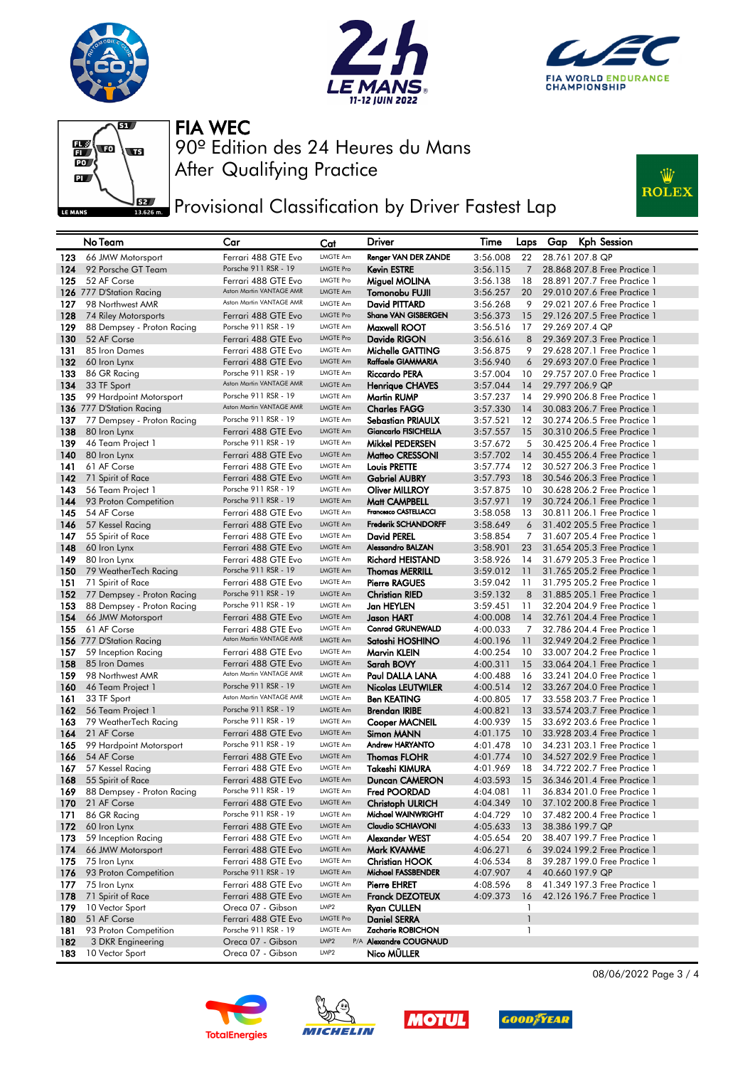# FIA WEC

## 90º Edition des 24 Heures du Mans

## After Qualifying Practice

## Provisional Classification by Driver Fastest Lap

| | No Team | Car | Cat | Driver | Time | Laps | Gap | Kph | Session |
|---|---|---|---|---|---|---|---|---|---|
| 123 | 66 JMW Motorsport | Ferrari 488 GTE Evo | LMGTE Am | Renger VAN DER ZANDE | 3:56.008 | 22 | 28.761 | 207.8 | QP |
| 124 | 92 Porsche GT Team | Porsche 911 RSR - 19 | LMGTE Pro | Kevin ESTRE | 3:56.115 | 7 | 28.868 | 207.8 | Free Practice 1 |
| 125 | 52 AF Corse | Ferrari 488 GTE Evo | LMGTE Pro | Miguel MOLINA | 3:56.138 | 18 | 28.891 | 207.7 | Free Practice 1 |
| 126 | 777 D'Station Racing | Aston Martin VANTAGE AMR | LMGTE Am | Tomonobu FUJII | 3:56.257 | 20 | 29.010 | 207.6 | Free Practice 1 |
| 127 | 98 Northwest AMR | Aston Martin VANTAGE AMR | LMGTE Am | David PITTARD | 3:56.268 | 9 | 29.021 | 207.6 | Free Practice 1 |
| 128 | 74 Riley Motorsports | Ferrari 488 GTE Evo | LMGTE Pro | Shane VAN GISBERGEN | 3:56.373 | 15 | 29.126 | 207.5 | Free Practice 1 |
| 129 | 88 Dempsey - Proton Racing | Porsche 911 RSR - 19 | LMGTE Am | Maxwell ROOT | 3:56.516 | 17 | 29.269 | 207.4 | QP |
| 130 | 52 AF Corse | Ferrari 488 GTE Evo | LMGTE Pro | Davide RIGON | 3:56.616 | 8 | 29.369 | 207.3 | Free Practice 1 |
| 131 | 85 Iron Dames | Ferrari 488 GTE Evo | LMGTE Am | Michelle GATTING | 3:56.875 | 9 | 29.628 | 207.1 | Free Practice 1 |
| 132 | 60 Iron Lynx | Ferrari 488 GTE Evo | LMGTE Am | Raffaele GIAMMARIA | 3:56.940 | 6 | 29.693 | 207.0 | Free Practice 1 |
| 133 | 86 GR Racing | Porsche 911 RSR - 19 | LMGTE Am | Riccardo PERA | 3:57.004 | 10 | 29.757 | 207.0 | Free Practice 1 |
| 134 | 33 TF Sport | Aston Martin VANTAGE AMR | LMGTE Am | Henrique CHAVES | 3:57.044 | 14 | 29.797 | 206.9 | QP |
| 135 | 99 Hardpoint Motorsport | Porsche 911 RSR - 19 | LMGTE Am | Martin RUMP | 3:57.237 | 14 | 29.990 | 206.8 | Free Practice 1 |
| 136 | 777 D'Station Racing | Aston Martin VANTAGE AMR | LMGTE Am | Charles FAGG | 3:57.330 | 14 | 30.083 | 206.7 | Free Practice 1 |
| 137 | 77 Dempsey - Proton Racing | Porsche 911 RSR - 19 | LMGTE Am | Sebastian PRIAULX | 3:57.521 | 12 | 30.274 | 206.5 | Free Practice 1 |
| 138 | 80 Iron Lynx | Ferrari 488 GTE Evo | LMGTE Am | Giancarlo FISICHELLA | 3:57.557 | 15 | 30.310 | 206.5 | Free Practice 1 |
| 139 | 46 Team Project 1 | Porsche 911 RSR - 19 | LMGTE Am | Mikkel PEDERSEN | 3:57.672 | 5 | 30.425 | 206.4 | Free Practice 1 |
| 140 | 80 Iron Lynx | Ferrari 488 GTE Evo | LMGTE Am | Matteo CRESSONI | 3:57.702 | 14 | 30.455 | 206.4 | Free Practice 1 |
| 141 | 61 AF Corse | Ferrari 488 GTE Evo | LMGTE Am | Louis PRETTE | 3:57.774 | 12 | 30.527 | 206.3 | Free Practice 1 |
| 142 | 71 Spirit of Race | Ferrari 488 GTE Evo | LMGTE Am | Gabriel AUBRY | 3:57.793 | 18 | 30.546 | 206.3 | Free Practice 1 |
| 143 | 56 Team Project 1 | Porsche 911 RSR - 19 | LMGTE Am | Oliver MILLROY | 3:57.875 | 10 | 30.628 | 206.2 | Free Practice 1 |
| 144 | 93 Proton Competition | Porsche 911 RSR - 19 | LMGTE Am | Matt CAMPBELL | 3:57.971 | 19 | 30.724 | 206.1 | Free Practice 1 |
| 145 | 54 AF Corse | Ferrari 488 GTE Evo | LMGTE Am | Francesco CASTELLACCI | 3:58.058 | 13 | 30.811 | 206.1 | Free Practice 1 |
| 146 | 57 Kessel Racing | Ferrari 488 GTE Evo | LMGTE Am | Frederik SCHANDORFF | 3:58.649 | 6 | 31.402 | 205.5 | Free Practice 1 |
| 147 | 55 Spirit of Race | Ferrari 488 GTE Evo | LMGTE Am | David PEREL | 3:58.854 | 7 | 31.607 | 205.4 | Free Practice 1 |
| 148 | 60 Iron Lynx | Ferrari 488 GTE Evo | LMGTE Am | Alessandro BALZAN | 3:58.901 | 23 | 31.654 | 205.3 | Free Practice 1 |
| 149 | 80 Iron Lynx | Ferrari 488 GTE Evo | LMGTE Am | Richard HEISTAND | 3:58.926 | 14 | 31.679 | 205.3 | Free Practice 1 |
| 150 | 79 WeatherTech Racing | Porsche 911 RSR - 19 | LMGTE Am | Thomas MERRILL | 3:59.012 | 11 | 31.765 | 205.2 | Free Practice 1 |
| 151 | 71 Spirit of Race | Ferrari 488 GTE Evo | LMGTE Am | Pierre RAGUES | 3:59.042 | 11 | 31.795 | 205.2 | Free Practice 1 |
| 152 | 77 Dempsey - Proton Racing | Porsche 911 RSR - 19 | LMGTE Am | Christian RIED | 3:59.132 | 8 | 31.885 | 205.1 | Free Practice 1 |
| 153 | 88 Dempsey - Proton Racing | Porsche 911 RSR - 19 | LMGTE Am | Jan HEYLEN | 3:59.451 | 11 | 32.204 | 204.9 | Free Practice 1 |
| 154 | 66 JMW Motorsport | Ferrari 488 GTE Evo | LMGTE Am | Jason HART | 4:00.008 | 14 | 32.761 | 204.4 | Free Practice 1 |
| 155 | 61 AF Corse | Ferrari 488 GTE Evo | LMGTE Am | Conrad GRUNEWALD | 4:00.033 | 7 | 32.786 | 204.4 | Free Practice 1 |
| 156 | 777 D'Station Racing | Aston Martin VANTAGE AMR | LMGTE Am | Satoshi HOSHINO | 4:00.196 | 11 | 32.949 | 204.2 | Free Practice 1 |
| 157 | 59 Inception Racing | Ferrari 488 GTE Evo | LMGTE Am | Marvin KLEIN | 4:00.254 | 10 | 33.007 | 204.2 | Free Practice 1 |
| 158 | 85 Iron Dames | Ferrari 488 GTE Evo | LMGTE Am | Sarah BOVY | 4:00.311 | 15 | 33.064 | 204.1 | Free Practice 1 |
| 159 | 98 Northwest AMR | Aston Martin VANTAGE AMR | LMGTE Am | Paul DALLA LANA | 4:00.488 | 16 | 33.241 | 204.0 | Free Practice 1 |
| 160 | 46 Team Project 1 | Porsche 911 RSR - 19 | LMGTE Am | Nicolas LEUTWILER | 4:00.514 | 12 | 33.267 | 204.0 | Free Practice 1 |
| 161 | 33 TF Sport | Aston Martin VANTAGE AMR | LMGTE Am | Ben KEATING | 4:00.805 | 17 | 33.558 | 203.7 | Free Practice 1 |
| 162 | 56 Team Project 1 | Porsche 911 RSR - 19 | LMGTE Am | Brendan IRIBE | 4:00.821 | 13 | 33.574 | 203.7 | Free Practice 1 |
| 163 | 79 WeatherTech Racing | Porsche 911 RSR - 19 | LMGTE Am | Cooper MACNEIL | 4:00.939 | 15 | 33.692 | 203.6 | Free Practice 1 |
| 164 | 21 AF Corse | Ferrari 488 GTE Evo | LMGTE Am | Simon MANN | 4:01.175 | 10 | 33.928 | 203.4 | Free Practice 1 |
| 165 | 99 Hardpoint Motorsport | Porsche 911 RSR - 19 | LMGTE Am | Andrew HARYANTO | 4:01.478 | 10 | 34.231 | 203.1 | Free Practice 1 |
| 166 | 54 AF Corse | Ferrari 488 GTE Evo | LMGTE Am | Thomas FLOHR | 4:01.774 | 10 | 34.527 | 202.9 | Free Practice 1 |
| 167 | 57 Kessel Racing | Ferrari 488 GTE Evo | LMGTE Am | Takeshi KIMURA | 4:01.969 | 18 | 34.722 | 202.7 | Free Practice 1 |
| 168 | 55 Spirit of Race | Ferrari 488 GTE Evo | LMGTE Am | Duncan CAMERON | 4:03.593 | 15 | 36.346 | 201.4 | Free Practice 1 |
| 169 | 88 Dempsey - Proton Racing | Porsche 911 RSR - 19 | LMGTE Am | Fred POORDAD | 4:04.081 | 11 | 36.834 | 201.0 | Free Practice 1 |
| 170 | 21 AF Corse | Ferrari 488 GTE Evo | LMGTE Am | Christoph ULRICH | 4:04.349 | 10 | 37.102 | 200.8 | Free Practice 1 |
| 171 | 86 GR Racing | Porsche 911 RSR - 19 | LMGTE Am | Michael WAINWRIGHT | 4:04.729 | 10 | 37.482 | 200.4 | Free Practice 1 |
| 172 | 60 Iron Lynx | Ferrari 488 GTE Evo | LMGTE Am | Claudio SCHIAVONI | 4:05.633 | 13 | 38.386 | 199.7 | QP |
| 173 | 59 Inception Racing | Ferrari 488 GTE Evo | LMGTE Am | Alexander WEST | 4:05.654 | 20 | 38.407 | 199.7 | Free Practice 1 |
| 174 | 66 JMW Motorsport | Ferrari 488 GTE Evo | LMGTE Am | Mark KVAMME | 4:06.271 | 6 | 39.024 | 199.2 | Free Practice 1 |
| 175 | 75 Iron Lynx | Ferrari 488 GTE Evo | LMGTE Am | Christian HOOK | 4:06.534 | 8 | 39.287 | 199.0 | Free Practice 1 |
| 176 | 93 Proton Competition | Porsche 911 RSR - 19 | LMGTE Am | Michael FASSBENDER | 4:07.907 | 4 | 40.660 | 197.9 | QP |
| 177 | 75 Iron Lynx | Ferrari 488 GTE Evo | LMGTE Am | Pierre EHRET | 4:08.596 | 8 | 41.349 | 197.3 | Free Practice 1 |
| 178 | 71 Spirit of Race | Ferrari 488 GTE Evo | LMGTE Am | Franck DEZOTEUX | 4:09.373 | 16 | 42.126 | 196.7 | Free Practice 1 |
| 179 | 10 Vector Sport | Oreca 07 - Gibson | LMP2 | Ryan CULLEN | | 1 | | | |
| 180 | 51 AF Corse | Ferrari 488 GTE Evo | LMGTE Pro | Daniel SERRA | | 1 | | | |
| 181 | 93 Proton Competition | Porsche 911 RSR - 19 | LMGTE Am | Zacharie ROBICHON | | 1 | | | |
| 182 | 3 DKR Engineering | Oreca 07 - Gibson | LMP2 P/A | Alexandre COUGNAUD | | | | | |
| 183 | 10 Vector Sport | Oreca 07 - Gibson | LMP2 | Nico MÜLLER | | | | | |

08/06/2022 Page 3 / 4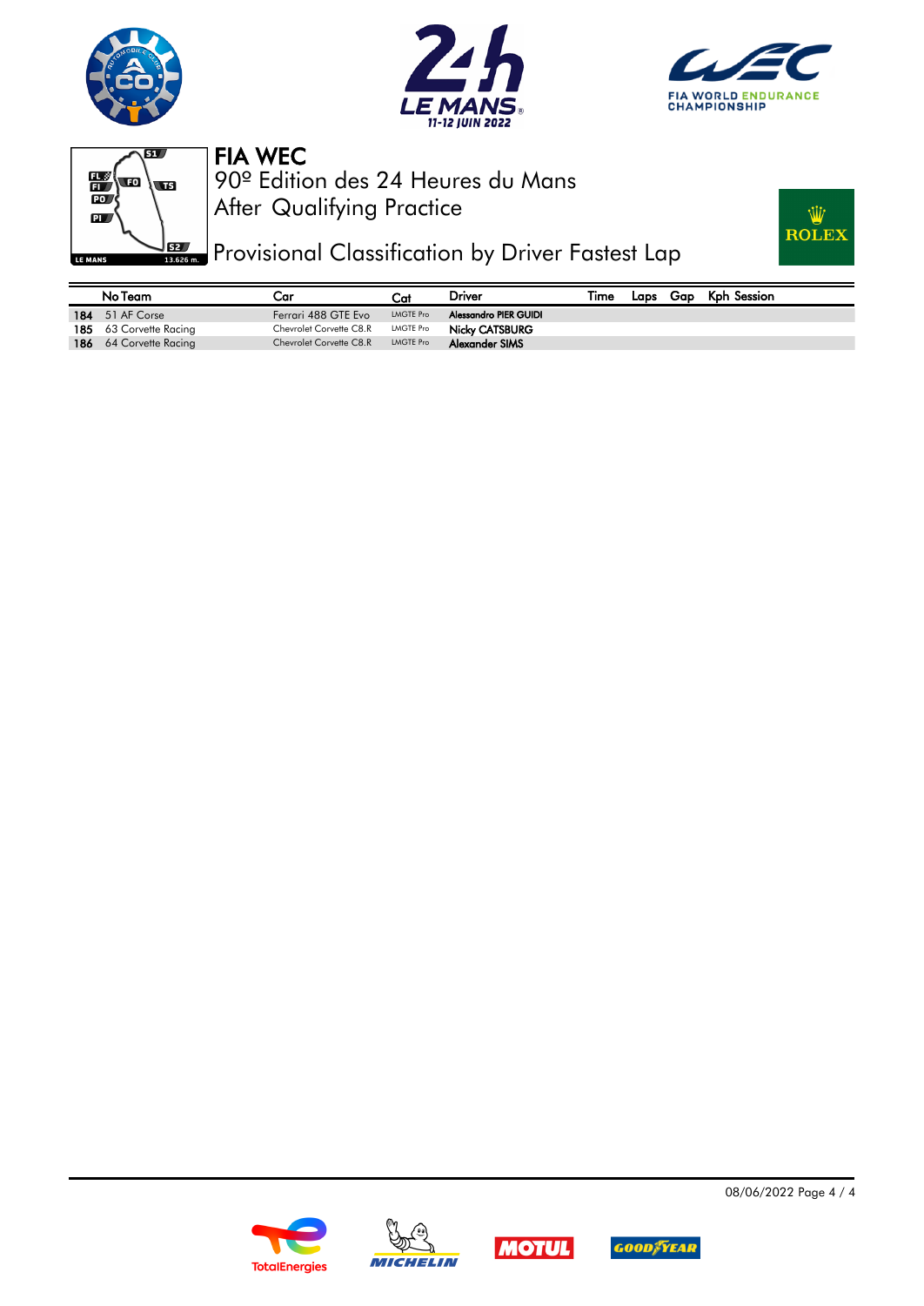# FIA WEC

90º Edition des 24 Heures du Mans

After Qualifying Practice

## Provisional Classification by Driver Fastest Lap

| | No Team | Car | Cat | Driver | Time | Laps | Gap | Kph | Session |
|---|---|---|---|---|---|---|---|---|---|
| **184** | 51 AF Corse | Ferrari 488 GTE Evo | LMGTE Pro | Alessandro PIER GUIDI | | | | | |
| **185** | 63 Corvette Racing | Chevrolet Corvette C8.R | LMGTE Pro | Nicky CATSBURG | | | | | |
| **186** | 64 Corvette Racing | Chevrolet Corvette C8.R | LMGTE Pro | Alexander SIMS | | | | | |

08/06/2022